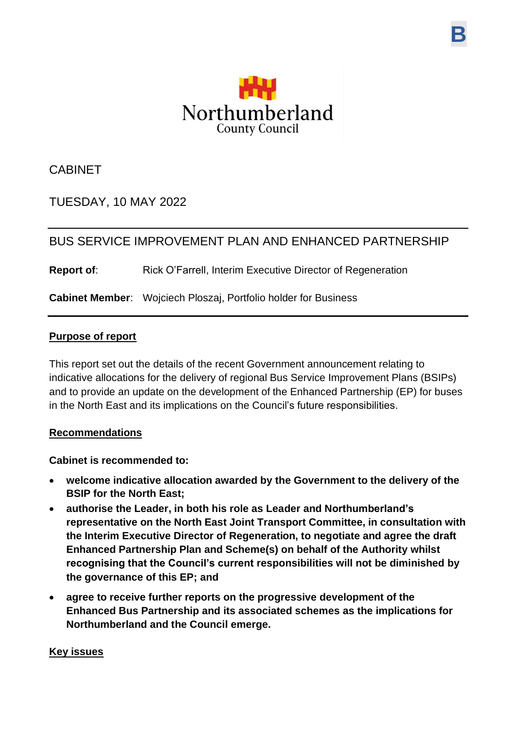B

Northumberland
County Council

CABINET

TUESDAY, 10 MAY 2022

# BUS SERVICE IMPROVEMENT PLAN AND ENHANCED PARTNERSHIP

**Report of**: Rick O'Farrell, Interim Executive Director of Regeneration

**Cabinet Member**: Wojciech Ploszaj, Portfolio holder for Business

## Purpose of report

This report set out the details of the recent Government announcement relating to indicative allocations for the delivery of regional Bus Service Improvement Plans (BSIPs) and to provide an update on the development of the Enhanced Partnership (EP) for buses in the North East and its implications on the Council's future responsibilities.

## Recommendations

**Cabinet is recommended to:**

- **welcome indicative allocation awarded by the Government to the delivery of the BSIP for the North East;**
- **authorise the Leader, in both his role as Leader and Northumberland's representative on the North East Joint Transport Committee, in consultation with the Interim Executive Director of Regeneration, to negotiate and agree the draft Enhanced Partnership Plan and Scheme(s) on behalf of the Authority whilst recognising that the Council's current responsibilities will not be diminished by the governance of this EP; and**
- **agree to receive further reports on the progressive development of the Enhanced Bus Partnership and its associated schemes as the implications for Northumberland and the Council emerge.**

## Key issues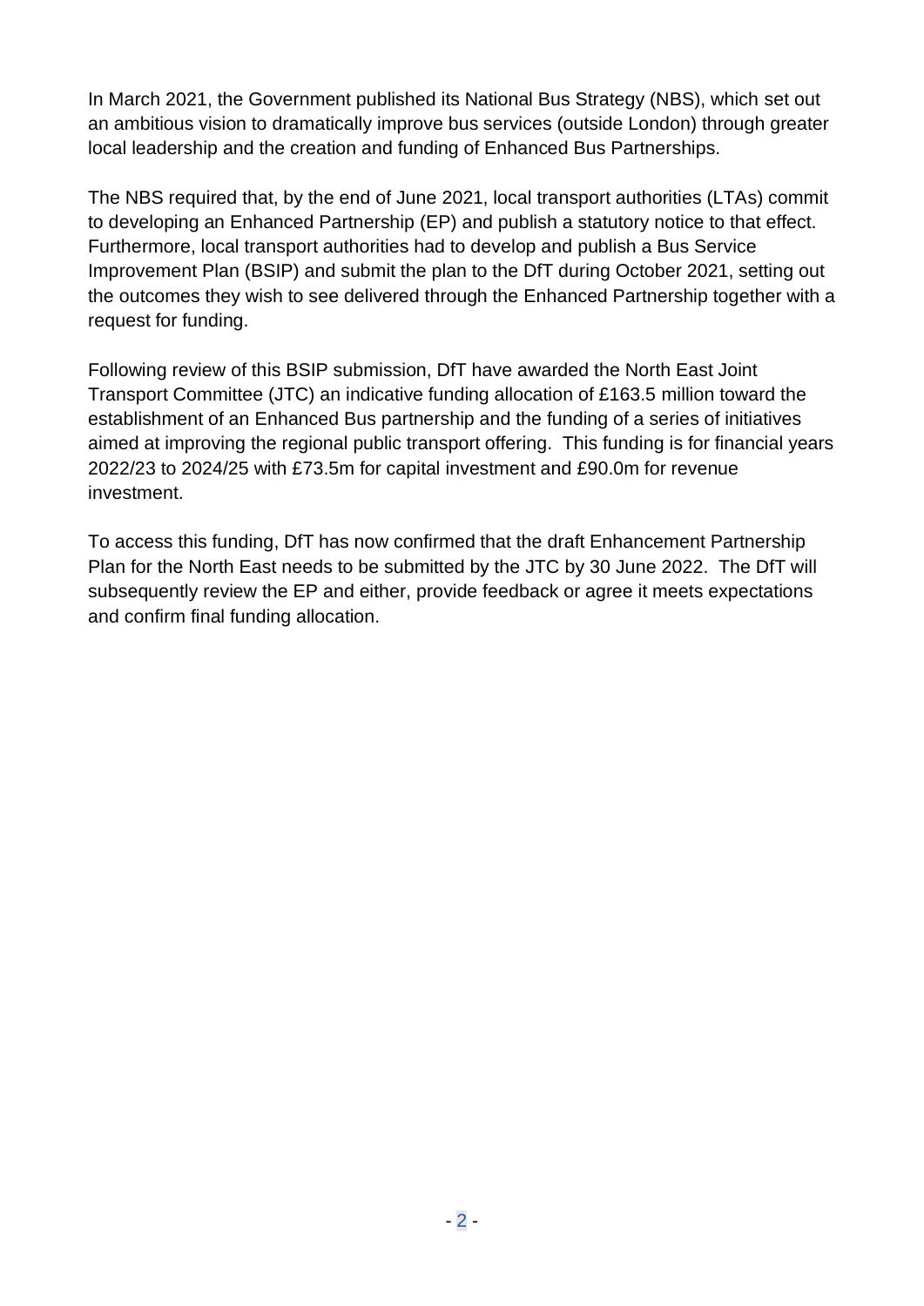In March 2021, the Government published its National Bus Strategy (NBS), which set out an ambitious vision to dramatically improve bus services (outside London) through greater local leadership and the creation and funding of Enhanced Bus Partnerships.

The NBS required that, by the end of June 2021, local transport authorities (LTAs) commit to developing an Enhanced Partnership (EP) and publish a statutory notice to that effect. Furthermore, local transport authorities had to develop and publish a Bus Service Improvement Plan (BSIP) and submit the plan to the DfT during October 2021, setting out the outcomes they wish to see delivered through the Enhanced Partnership together with a request for funding.

Following review of this BSIP submission, DfT have awarded the North East Joint Transport Committee (JTC) an indicative funding allocation of £163.5 million toward the establishment of an Enhanced Bus partnership and the funding of a series of initiatives aimed at improving the regional public transport offering. This funding is for financial years 2022/23 to 2024/25 with £73.5m for capital investment and £90.0m for revenue investment.

To access this funding, DfT has now confirmed that the draft Enhancement Partnership Plan for the North East needs to be submitted by the JTC by 30 June 2022. The DfT will subsequently review the EP and either, provide feedback or agree it meets expectations and confirm final funding allocation.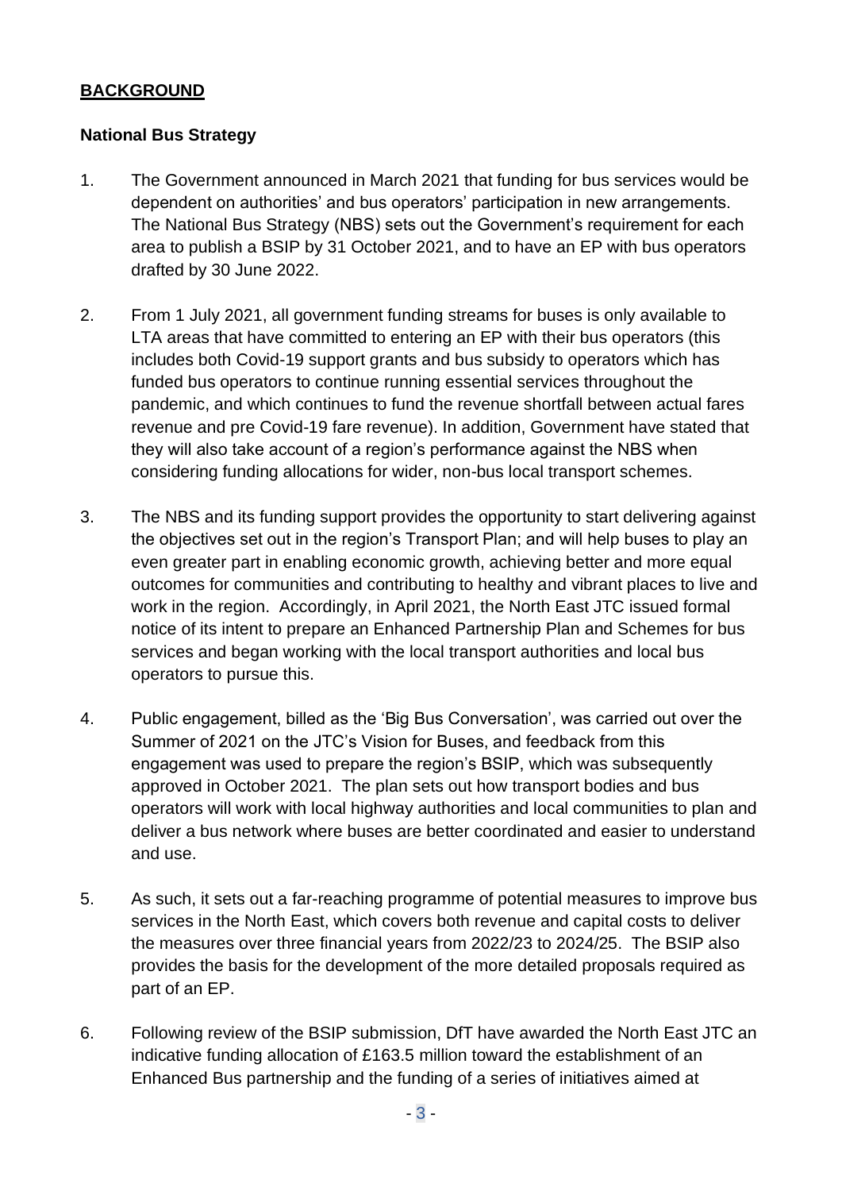## **BACKGROUND**

### National Bus Strategy

1. The Government announced in March 2021 that funding for bus services would be dependent on authorities' and bus operators' participation in new arrangements. The National Bus Strategy (NBS) sets out the Government's requirement for each area to publish a BSIP by 31 October 2021, and to have an EP with bus operators drafted by 30 June 2022.

2. From 1 July 2021, all government funding streams for buses is only available to LTA areas that have committed to entering an EP with their bus operators (this includes both Covid-19 support grants and bus subsidy to operators which has funded bus operators to continue running essential services throughout the pandemic, and which continues to fund the revenue shortfall between actual fares revenue and pre Covid-19 fare revenue). In addition, Government have stated that they will also take account of a region's performance against the NBS when considering funding allocations for wider, non-bus local transport schemes.

3. The NBS and its funding support provides the opportunity to start delivering against the objectives set out in the region's Transport Plan; and will help buses to play an even greater part in enabling economic growth, achieving better and more equal outcomes for communities and contributing to healthy and vibrant places to live and work in the region. Accordingly, in April 2021, the North East JTC issued formal notice of its intent to prepare an Enhanced Partnership Plan and Schemes for bus services and began working with the local transport authorities and local bus operators to pursue this.

4. Public engagement, billed as the 'Big Bus Conversation', was carried out over the Summer of 2021 on the JTC's Vision for Buses, and feedback from this engagement was used to prepare the region's BSIP, which was subsequently approved in October 2021. The plan sets out how transport bodies and bus operators will work with local highway authorities and local communities to plan and deliver a bus network where buses are better coordinated and easier to understand and use.

5. As such, it sets out a far-reaching programme of potential measures to improve bus services in the North East, which covers both revenue and capital costs to deliver the measures over three financial years from 2022/23 to 2024/25. The BSIP also provides the basis for the development of the more detailed proposals required as part of an EP.

6. Following review of the BSIP submission, DfT have awarded the North East JTC an indicative funding allocation of £163.5 million toward the establishment of an Enhanced Bus partnership and the funding of a series of initiatives aimed at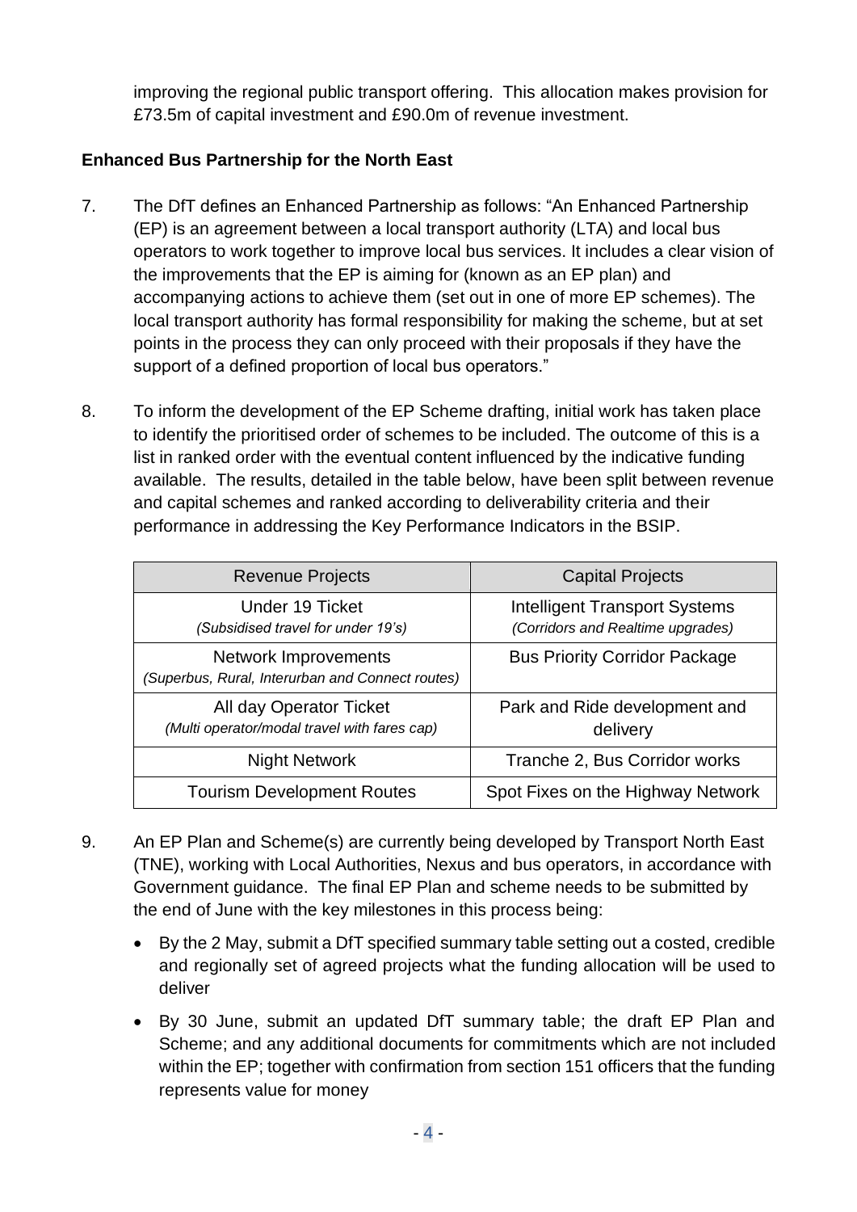improving the regional public transport offering. This allocation makes provision for £73.5m of capital investment and £90.0m of revenue investment.

**Enhanced Bus Partnership for the North East**

7. The DfT defines an Enhanced Partnership as follows: "An Enhanced Partnership (EP) is an agreement between a local transport authority (LTA) and local bus operators to work together to improve local bus services. It includes a clear vision of the improvements that the EP is aiming for (known as an EP plan) and accompanying actions to achieve them (set out in one of more EP schemes). The local transport authority has formal responsibility for making the scheme, but at set points in the process they can only proceed with their proposals if they have the support of a defined proportion of local bus operators."

8. To inform the development of the EP Scheme drafting, initial work has taken place to identify the prioritised order of schemes to be included. The outcome of this is a list in ranked order with the eventual content influenced by the indicative funding available. The results, detailed in the table below, have been split between revenue and capital schemes and ranked according to deliverability criteria and their performance in addressing the Key Performance Indicators in the BSIP.

| Revenue Projects | Capital Projects |
|---|---|
| Under 19 Ticket *(Subsidised travel for under 19's)* | Intelligent Transport Systems *(Corridors and Realtime upgrades)* |
| Network Improvements *(Superbus, Rural, Interurban and Connect routes)* | Bus Priority Corridor Package |
| All day Operator Ticket *(Multi operator/modal travel with fares cap)* | Park and Ride development and delivery |
| Night Network | Tranche 2, Bus Corridor works |
| Tourism Development Routes | Spot Fixes on the Highway Network |

9. An EP Plan and Scheme(s) are currently being developed by Transport North East (TNE), working with Local Authorities, Nexus and bus operators, in accordance with Government guidance. The final EP Plan and scheme needs to be submitted by the end of June with the key milestones in this process being:

   - By the 2 May, submit a DfT specified summary table setting out a costed, credible and regionally set of agreed projects what the funding allocation will be used to deliver
   - By 30 June, submit an updated DfT summary table; the draft EP Plan and Scheme; and any additional documents for commitments which are not included within the EP; together with confirmation from section 151 officers that the funding represents value for money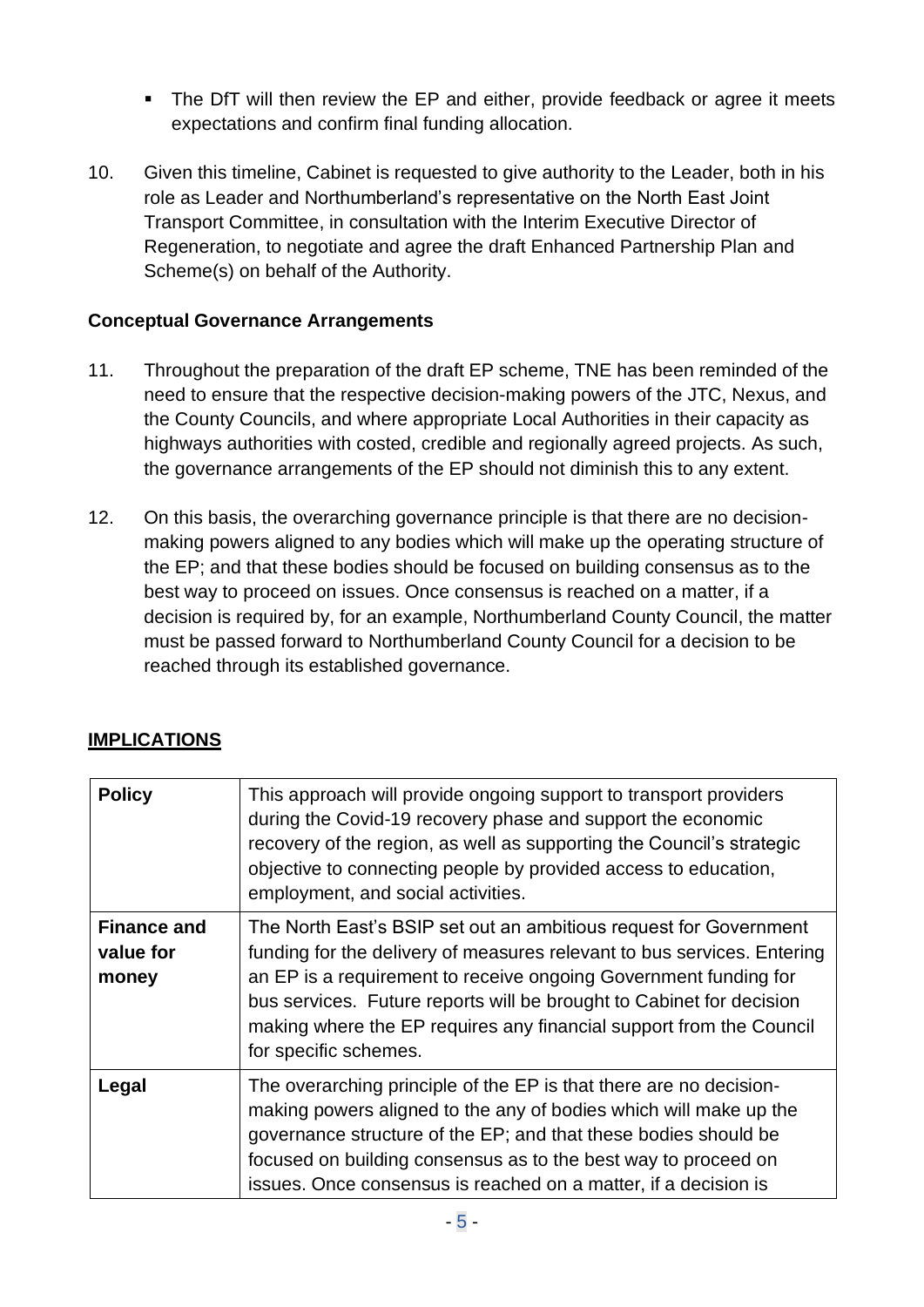- The DfT will then review the EP and either, provide feedback or agree it meets expectations and confirm final funding allocation.

10. Given this timeline, Cabinet is requested to give authority to the Leader, both in his role as Leader and Northumberland's representative on the North East Joint Transport Committee, in consultation with the Interim Executive Director of Regeneration, to negotiate and agree the draft Enhanced Partnership Plan and Scheme(s) on behalf of the Authority.

**Conceptual Governance Arrangements**

11. Throughout the preparation of the draft EP scheme, TNE has been reminded of the need to ensure that the respective decision-making powers of the JTC, Nexus, and the County Councils, and where appropriate Local Authorities in their capacity as highways authorities with costed, credible and regionally agreed projects. As such, the governance arrangements of the EP should not diminish this to any extent.

12. On this basis, the overarching governance principle is that there are no decision-making powers aligned to any bodies which will make up the operating structure of the EP; and that these bodies should be focused on building consensus as to the best way to proceed on issues. Once consensus is reached on a matter, if a decision is required by, for an example, Northumberland County Council, the matter must be passed forward to Northumberland County Council for a decision to be reached through its established governance.

## IMPLICATIONS

| | |
|---|---|
| **Policy** | This approach will provide ongoing support to transport providers during the Covid-19 recovery phase and support the economic recovery of the region, as well as supporting the Council's strategic objective to connecting people by provided access to education, employment, and social activities. |
| **Finance and value for money** | The North East's BSIP set out an ambitious request for Government funding for the delivery of measures relevant to bus services. Entering an EP is a requirement to receive ongoing Government funding for bus services. Future reports will be brought to Cabinet for decision making where the EP requires any financial support from the Council for specific schemes. |
| **Legal** | The overarching principle of the EP is that there are no decision-making powers aligned to the any of bodies which will make up the governance structure of the EP; and that these bodies should be focused on building consensus as to the best way to proceed on issues. Once consensus is reached on a matter, if a decision is |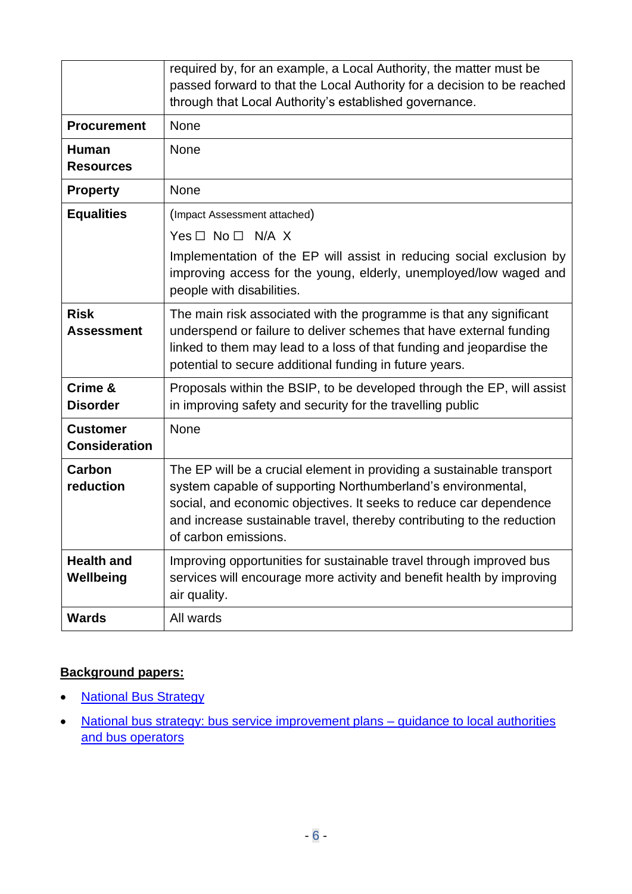| | |
|---|---|
| | required by, for an example, a Local Authority, the matter must be passed forward to that the Local Authority for a decision to be reached through that Local Authority's established governance. |
| **Procurement** | None |
| **Human Resources** | None |
| **Property** | None |
| **Equalities** | (Impact Assessment attached)<br>Yes ☐ No ☐ N/A X<br>Implementation of the EP will assist in reducing social exclusion by improving access for the young, elderly, unemployed/low waged and people with disabilities. |
| **Risk Assessment** | The main risk associated with the programme is that any significant underspend or failure to deliver schemes that have external funding linked to them may lead to a loss of that funding and jeopardise the potential to secure additional funding in future years. |
| **Crime & Disorder** | Proposals within the BSIP, to be developed through the EP, will assist in improving safety and security for the travelling public |
| **Customer Consideration** | None |
| **Carbon reduction** | The EP will be a crucial element in providing a sustainable transport system capable of supporting Northumberland's environmental, social, and economic objectives. It seeks to reduce car dependence and increase sustainable travel, thereby contributing to the reduction of carbon emissions. |
| **Health and Wellbeing** | Improving opportunities for sustainable travel through improved bus services will encourage more activity and benefit health by improving air quality. |
| **Wards** | All wards |

**Background papers:**

- National Bus Strategy
- National bus strategy: bus service improvement plans – guidance to local authorities and bus operators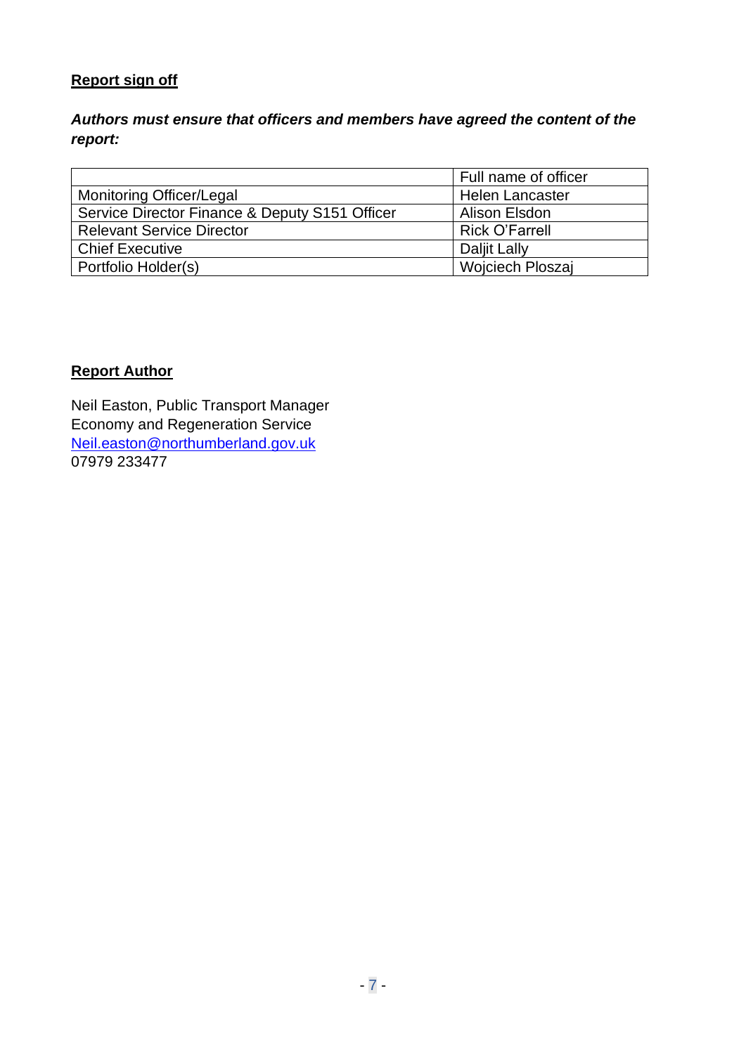**Report sign off**

***Authors must ensure that officers and members have agreed the content of the report:***

| | Full name of officer |
|---|---|
| Monitoring Officer/Legal | Helen Lancaster |
| Service Director Finance & Deputy S151 Officer | Alison Elsdon |
| Relevant Service Director | Rick O'Farrell |
| Chief Executive | Daljit Lally |
| Portfolio Holder(s) | Wojciech Ploszaj |

**Report Author**

Neil Easton, Public Transport Manager
Economy and Regeneration Service
Neil.easton@northumberland.gov.uk
07979 233477